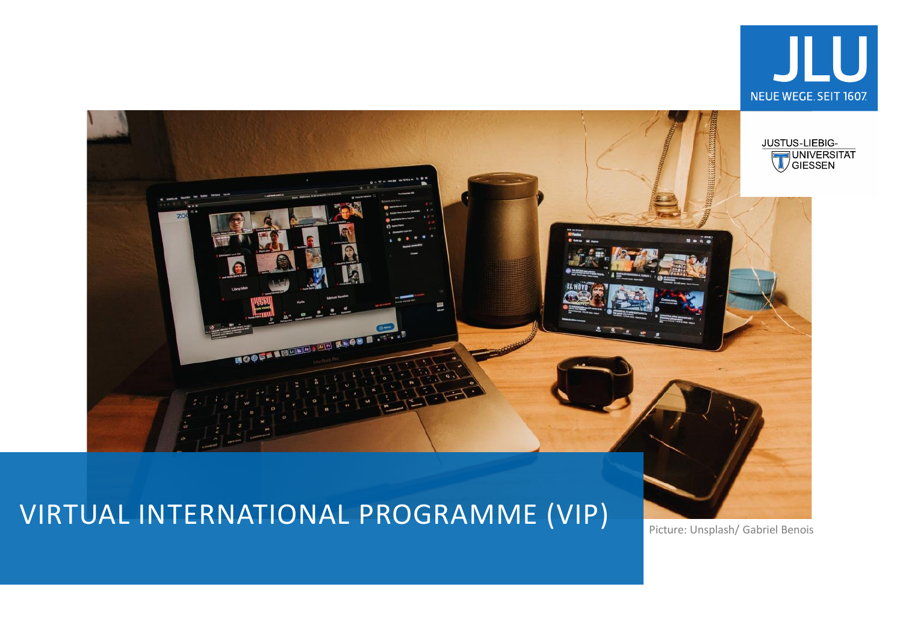JLU

NEUE WEGE. SEIT 1607.

JUSTUS-LIEBIG-UNIVERSITÄT GIESSEN

# VIRTUAL INTERNATIONAL PROGRAMME (VIP)

Picture: Unsplash/ Gabriel Benois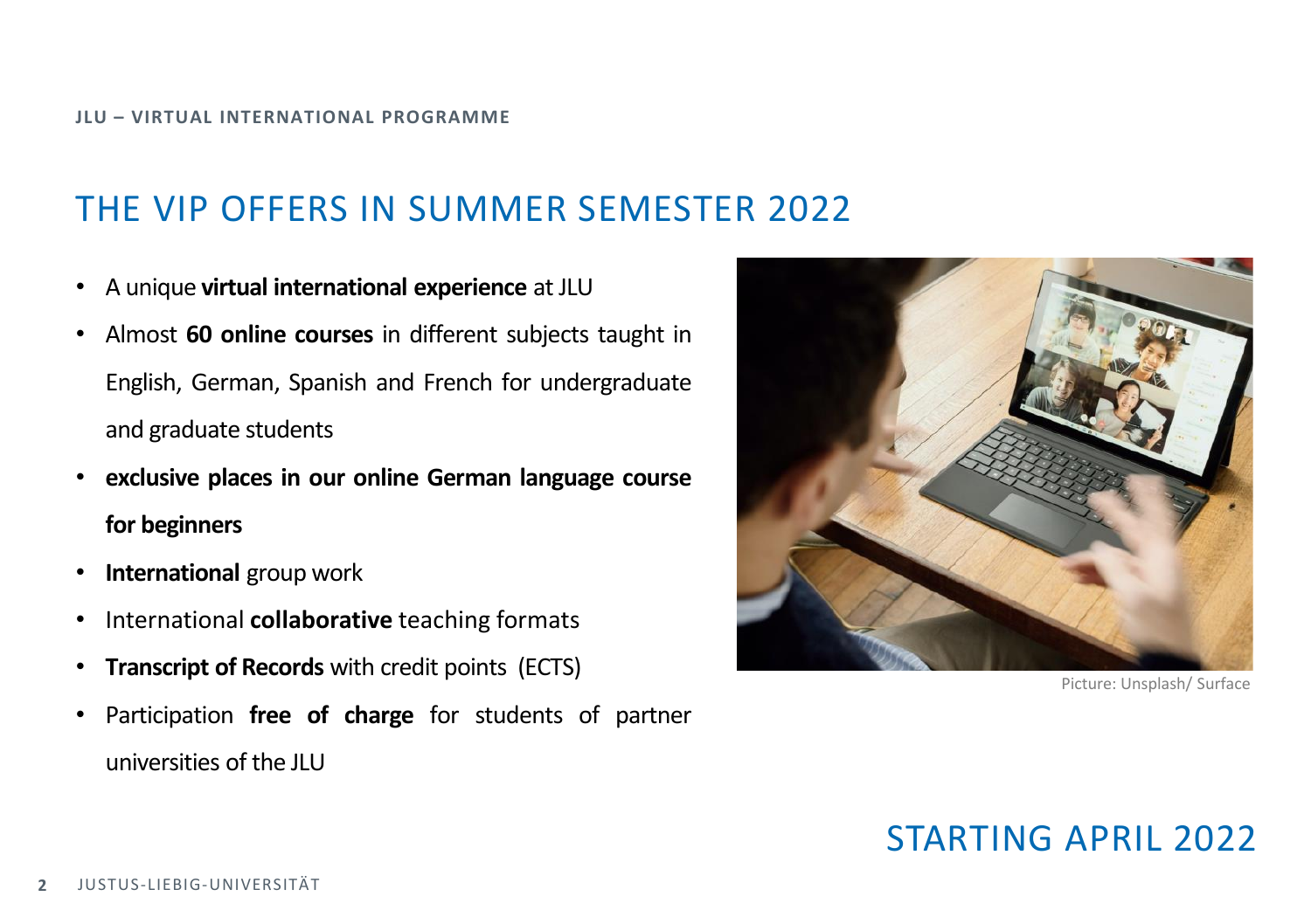## THE VIP OFFERS IN SUMMER SEMESTER 2022

- A unique **virtual international experience** at JLU
- Almost **60 online courses** in different subjects taught in English, German, Spanish and French for undergraduate and graduate students
- **exclusive places in our online German language course for beginners**
- **International** group work
- International **collaborative** teaching formats
- **Transcript of Records** with credit points (ECTS)
- Participation **free of charge** for students of partner universities of the JLU

Picture: Unsplash/ Surface

## STARTING APRIL 2022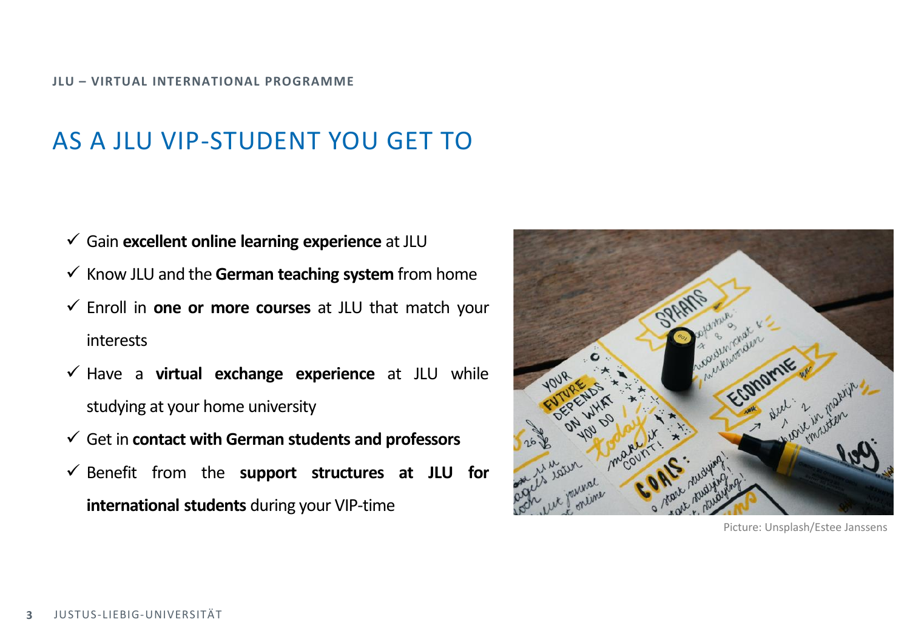# AS A JLU VIP-STUDENT YOU GET TO

- ✓ Gain **excellent online learning experience** at JLU
- ✓ Know JLU and the **German teaching system** from home
- ✓ Enroll in **one or more courses** at JLU that match your interests
- ✓ Have a **virtual exchange experience** at JLU while studying at your home university
- ✓ Get in **contact with German students and professors**
- ✓ Benefit from the **support structures at JLU for international students** during your VIP-time

Picture: Unsplash/Estee Janssens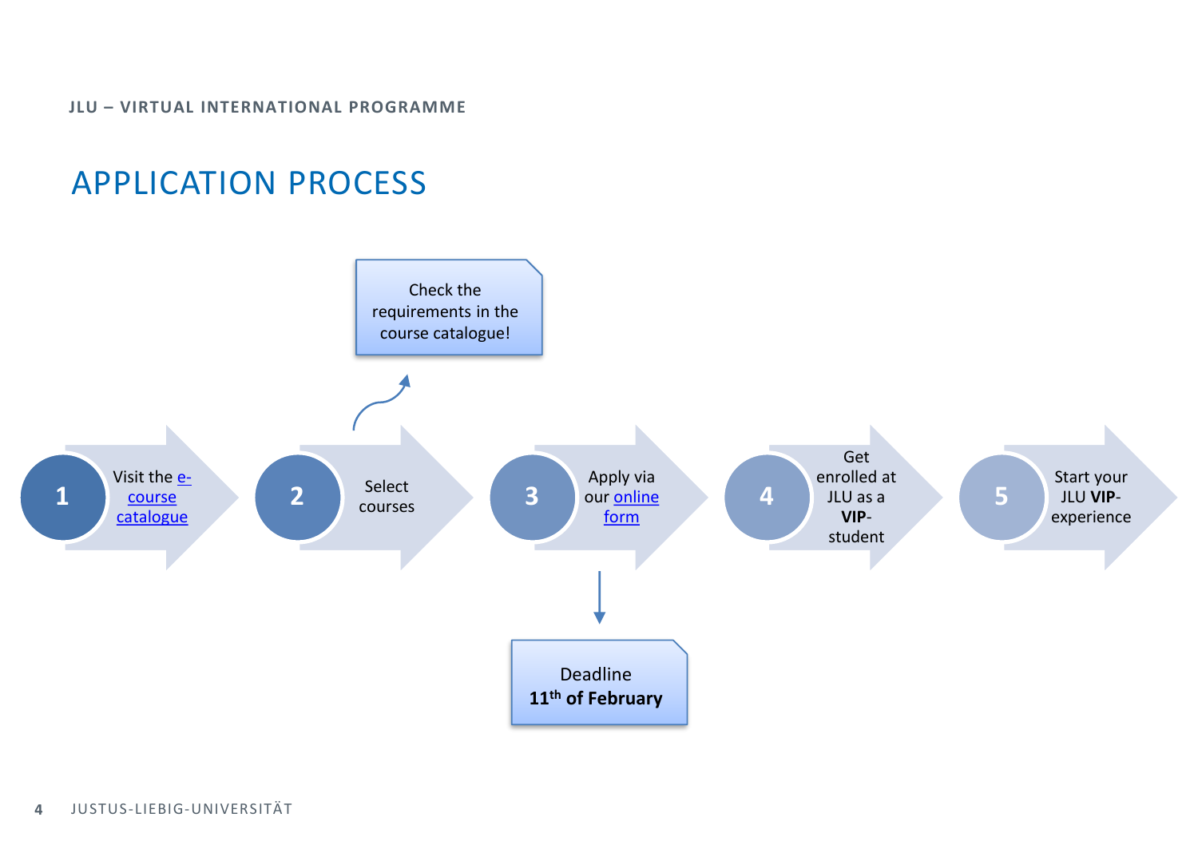JLU – VIRTUAL INTERNATIONAL PROGRAMME

# APPLICATION PROCESS

1. Visit the e-course catalogue
2. Select courses
   - Check the requirements in the course catalogue!
3. Apply via our online form
   - Deadline **11th of February**
4. Get enrolled at JLU as a **VIP**-student
5. Start your JLU **VIP**-experience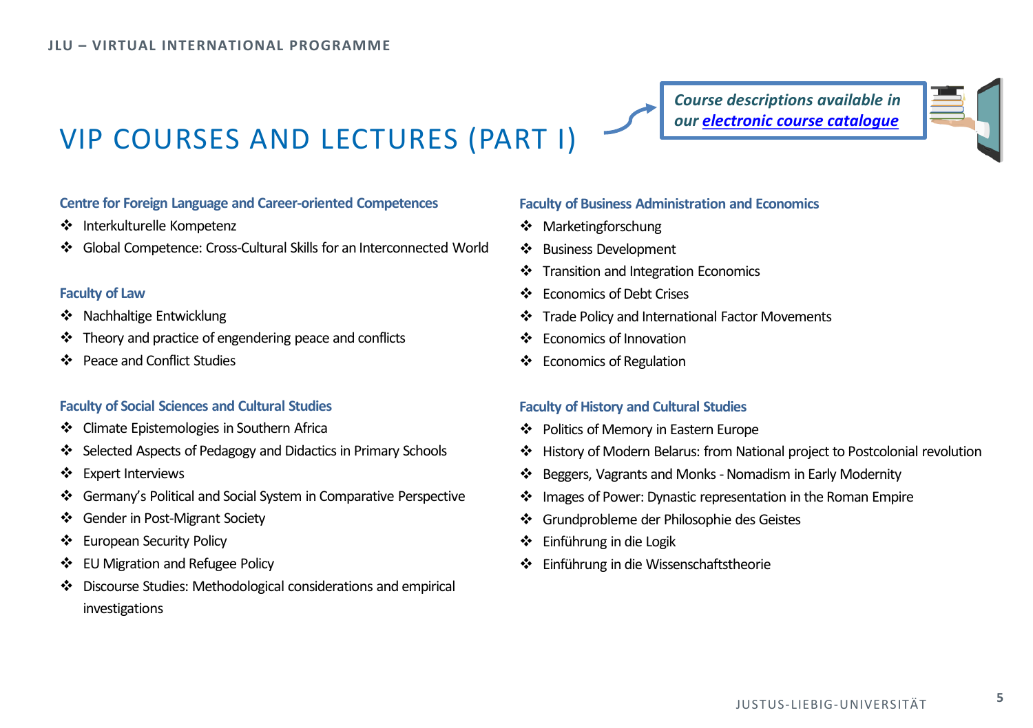# VIP COURSES AND LECTURES (PART I)

*Course descriptions available in our **electronic course catalogue***

### Centre for Foreign Language and Career-oriented Competences

- Interkulturelle Kompetenz
- Global Competence: Cross-Cultural Skills for an Interconnected World

### Faculty of Law

- Nachhaltige Entwicklung
- Theory and practice of engendering peace and conflicts
- Peace and Conflict Studies

### Faculty of Social Sciences and Cultural Studies

- Climate Epistemologies in Southern Africa
- Selected Aspects of Pedagogy and Didactics in Primary Schools
- Expert Interviews
- Germany's Political and Social System in Comparative Perspective
- Gender in Post-Migrant Society
- European Security Policy
- EU Migration and Refugee Policy
- Discourse Studies: Methodological considerations and empirical investigations

### Faculty of Business Administration and Economics

- Marketingforschung
- Business Development
- Transition and Integration Economics
- Economics of Debt Crises
- Trade Policy and International Factor Movements
- Economics of Innovation
- Economics of Regulation

### Faculty of History and Cultural Studies

- Politics of Memory in Eastern Europe
- History of Modern Belarus: from National project to Postcolonial revolution
- Beggers, Vagrants and Monks - Nomadism in Early Modernity
- Images of Power: Dynastic representation in the Roman Empire
- Grundprobleme der Philosophie des Geistes
- Einführung in die Logik
- Einführung in die Wissenschaftstheorie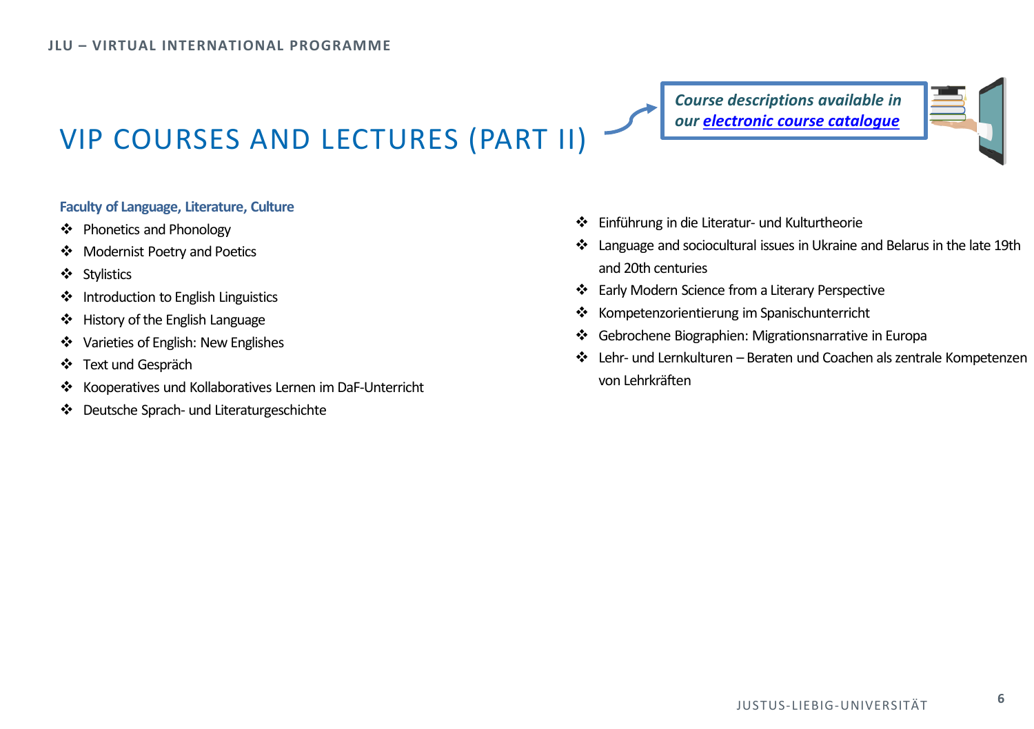# VIP COURSES AND LECTURES (PART II)

*Course descriptions available in our electronic course catalogue*

**Faculty of Language, Literature, Culture**

- Phonetics and Phonology
- Modernist Poetry and Poetics
- Stylistics
- Introduction to English Linguistics
- History of the English Language
- Varieties of English: New Englishes
- Text und Gespräch
- Kooperatives und Kollaboratives Lernen im DaF-Unterricht
- Deutsche Sprach- und Literaturgeschichte
- Einführung in die Literatur- und Kulturtheorie
- Language and sociocultural issues in Ukraine and Belarus in the late 19th and 20th centuries
- Early Modern Science from a Literary Perspective
- Kompetenzorientierung im Spanischunterricht
- Gebrochene Biographien: Migrationsnarrative in Europa
- Lehr- und Lernkulturen – Beraten und Coachen als zentrale Kompetenzen von Lehrkräften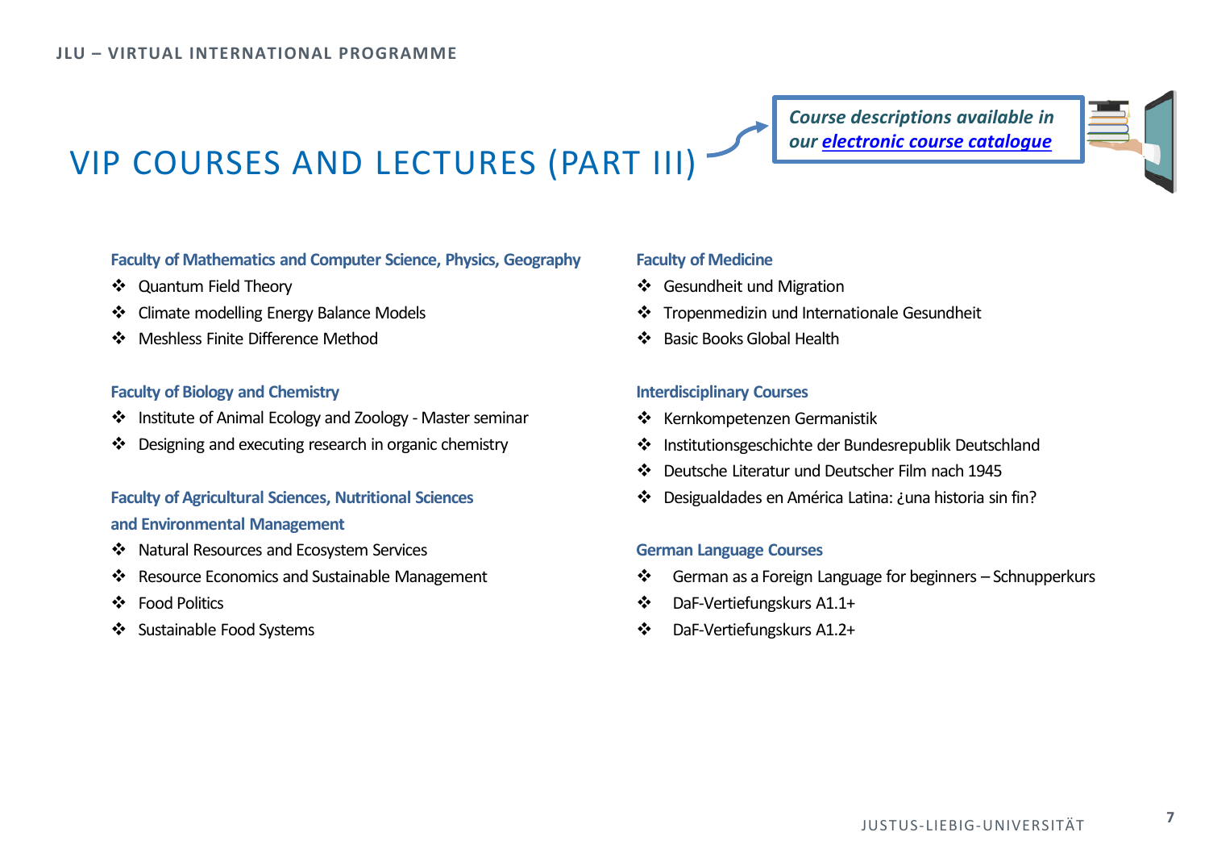# VIP COURSES AND LECTURES (PART III)

*Course descriptions available in our electronic course catalogue*

### Faculty of Mathematics and Computer Science, Physics, Geography

- Quantum Field Theory
- Climate modelling Energy Balance Models
- Meshless Finite Difference Method

### Faculty of Biology and Chemistry

- Institute of Animal Ecology and Zoology - Master seminar
- Designing and executing research in organic chemistry

### Faculty of Agricultural Sciences, Nutritional Sciences and Environmental Management

- Natural Resources and Ecosystem Services
- Resource Economics and Sustainable Management
- Food Politics
- Sustainable Food Systems

### Faculty of Medicine

- Gesundheit und Migration
- Tropenmedizin und Internationale Gesundheit
- Basic Books Global Health

### Interdisciplinary Courses

- Kernkompetenzen Germanistik
- Institutionsgeschichte der Bundesrepublik Deutschland
- Deutsche Literatur und Deutscher Film nach 1945
- Desigualdades en América Latina: ¿una historia sin fin?

### German Language Courses

- German as a Foreign Language for beginners – Schnupperkurs
- DaF-Vertiefungskurs A1.1+
- DaF-Vertiefungskurs A1.2+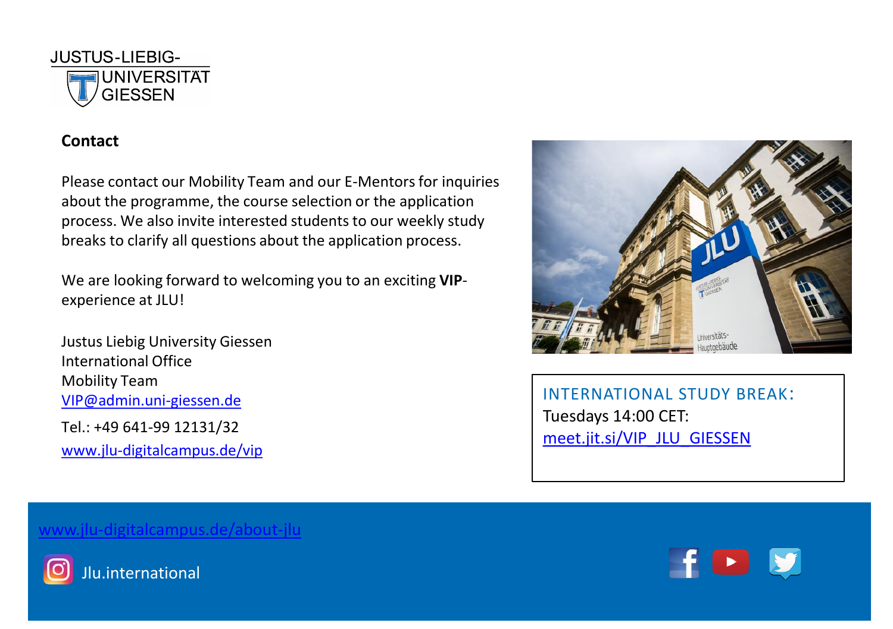JUSTUS-LIEBIG-UNIVERSITÄT GIESSEN

## Contact

Please contact our Mobility Team and our E-Mentors for inquiries about the programme, the course selection or the application process. We also invite interested students to our weekly study breaks to clarify all questions about the application process.

We are looking forward to welcoming you to an exciting **VIP**-experience at JLU!

Justus Liebig University Giessen
International Office
Mobility Team
VIP@admin.uni-giessen.de

Tel.: +49 641-99 12131/32

www.jlu-digitalcampus.de/vip

INTERNATIONAL STUDY BREAK:
Tuesdays 14:00 CET:
meet.jit.si/VIP_JLU_GIESSEN

www.jlu-digitalcampus.de/about-jlu

Jlu.international